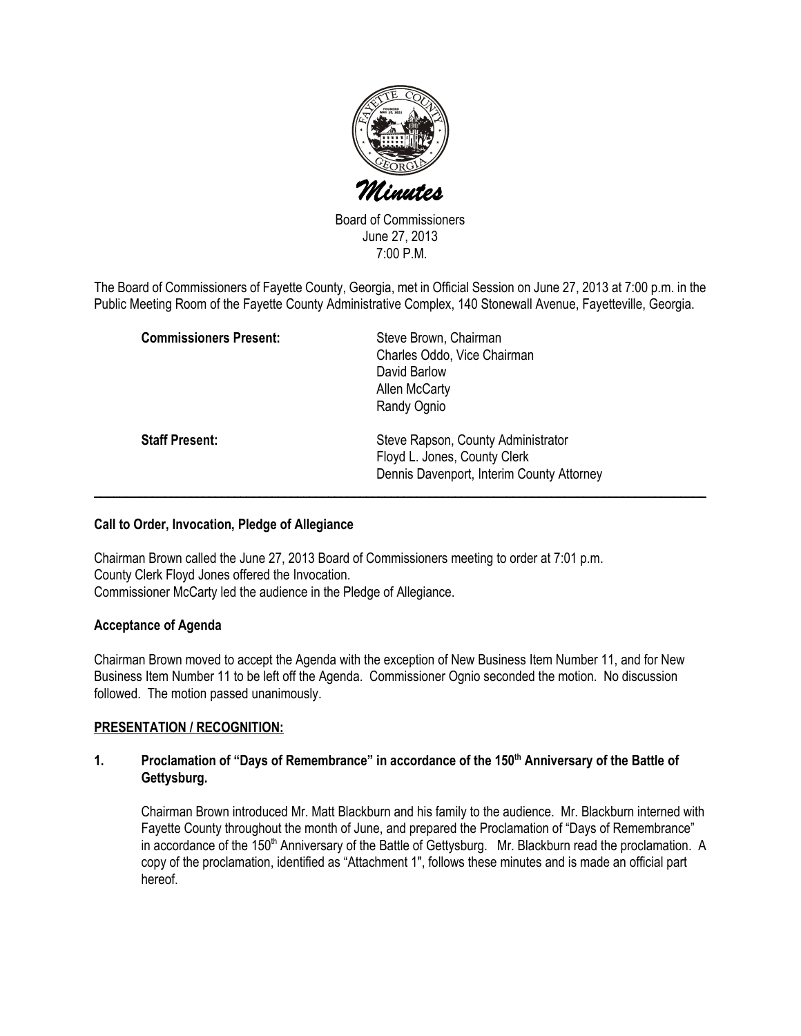# Minutes

Board of Commissioners
June 27, 2013
7:00 P.M.

The Board of Commissioners of Fayette County, Georgia, met in Official Session on June 27, 2013 at 7:00 p.m. in the Public Meeting Room of the Fayette County Administrative Complex, 140 Stonewall Avenue, Fayetteville, Georgia.

| | |
|---|---|
| **Commissioners Present:** | Steve Brown, Chairman<br>Charles Oddo, Vice Chairman<br>David Barlow<br>Allen McCarty<br>Randy Ognio |
| **Staff Present:** | Steve Rapson, County Administrator<br>Floyd L. Jones, County Clerk<br>Dennis Davenport, Interim County Attorney |

---

**Call to Order, Invocation, Pledge of Allegiance**

Chairman Brown called the June 27, 2013 Board of Commissioners meeting to order at 7:01 p.m.
County Clerk Floyd Jones offered the Invocation.
Commissioner McCarty led the audience in the Pledge of Allegiance.

**Acceptance of Agenda**

Chairman Brown moved to accept the Agenda with the exception of New Business Item Number 11, and for New Business Item Number 11 to be left off the Agenda. Commissioner Ognio seconded the motion. No discussion followed. The motion passed unanimously.

**PRESENTATION / RECOGNITION:**

**1. Proclamation of "Days of Remembrance" in accordance of the 150th Anniversary of the Battle of Gettysburg.**

Chairman Brown introduced Mr. Matt Blackburn and his family to the audience. Mr. Blackburn interned with Fayette County throughout the month of June, and prepared the Proclamation of "Days of Remembrance" in accordance of the 150th Anniversary of the Battle of Gettysburg. Mr. Blackburn read the proclamation. A copy of the proclamation, identified as "Attachment 1", follows these minutes and is made an official part hereof.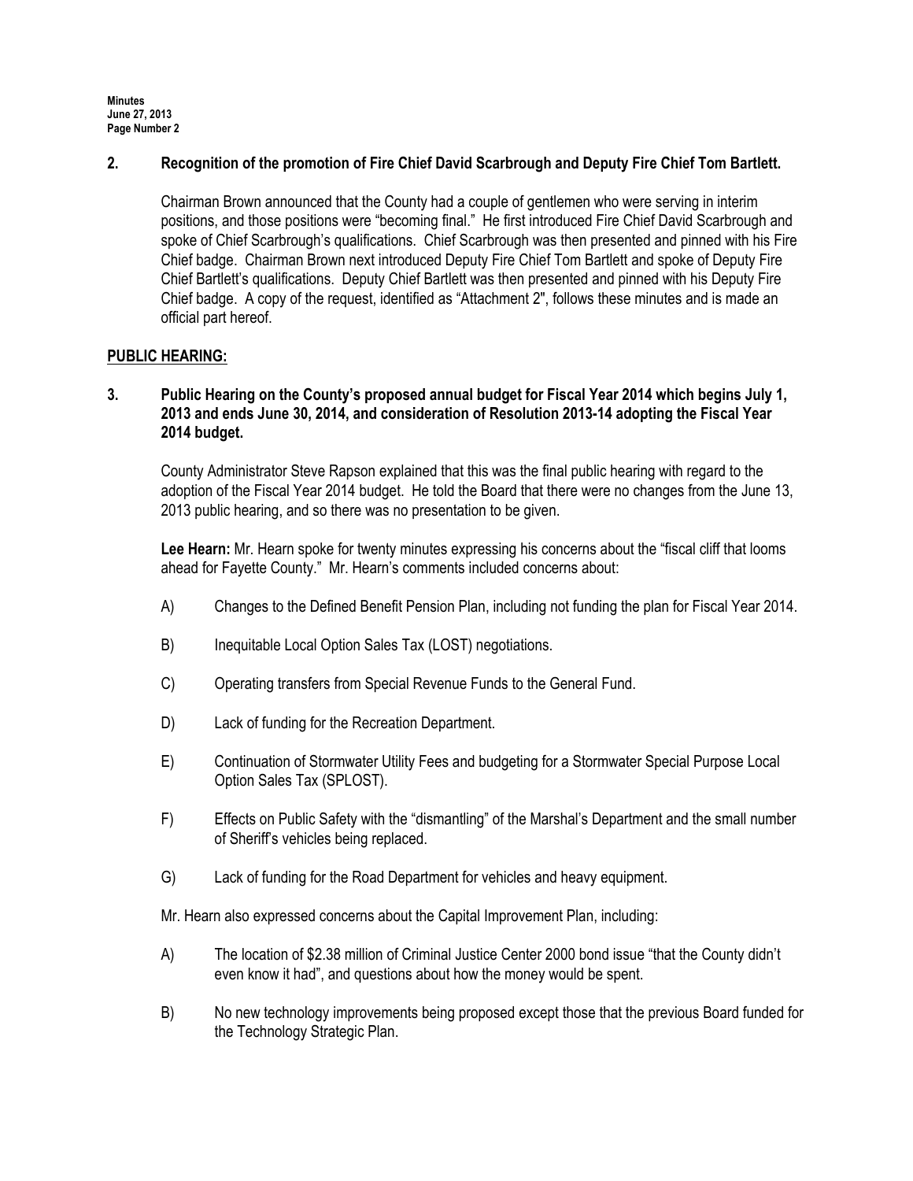**2. Recognition of the promotion of Fire Chief David Scarbrough and Deputy Fire Chief Tom Bartlett.**

Chairman Brown announced that the County had a couple of gentlemen who were serving in interim positions, and those positions were "becoming final." He first introduced Fire Chief David Scarbrough and spoke of Chief Scarbrough's qualifications. Chief Scarbrough was then presented and pinned with his Fire Chief badge. Chairman Brown next introduced Deputy Fire Chief Tom Bartlett and spoke of Deputy Fire Chief Bartlett's qualifications. Deputy Chief Bartlett was then presented and pinned with his Deputy Fire Chief badge. A copy of the request, identified as "Attachment 2", follows these minutes and is made an official part hereof.

**PUBLIC HEARING:**

**3. Public Hearing on the County's proposed annual budget for Fiscal Year 2014 which begins July 1, 2013 and ends June 30, 2014, and consideration of Resolution 2013-14 adopting the Fiscal Year 2014 budget.**

County Administrator Steve Rapson explained that this was the final public hearing with regard to the adoption of the Fiscal Year 2014 budget. He told the Board that there were no changes from the June 13, 2013 public hearing, and so there was no presentation to be given.

**Lee Hearn:** Mr. Hearn spoke for twenty minutes expressing his concerns about the "fiscal cliff that looms ahead for Fayette County." Mr. Hearn's comments included concerns about:

A) Changes to the Defined Benefit Pension Plan, including not funding the plan for Fiscal Year 2014.

B) Inequitable Local Option Sales Tax (LOST) negotiations.

C) Operating transfers from Special Revenue Funds to the General Fund.

D) Lack of funding for the Recreation Department.

E) Continuation of Stormwater Utility Fees and budgeting for a Stormwater Special Purpose Local Option Sales Tax (SPLOST).

F) Effects on Public Safety with the "dismantling" of the Marshal's Department and the small number of Sheriff's vehicles being replaced.

G) Lack of funding for the Road Department for vehicles and heavy equipment.

Mr. Hearn also expressed concerns about the Capital Improvement Plan, including:

A) The location of $2.38 million of Criminal Justice Center 2000 bond issue "that the County didn't even know it had", and questions about how the money would be spent.

B) No new technology improvements being proposed except those that the previous Board funded for the Technology Strategic Plan.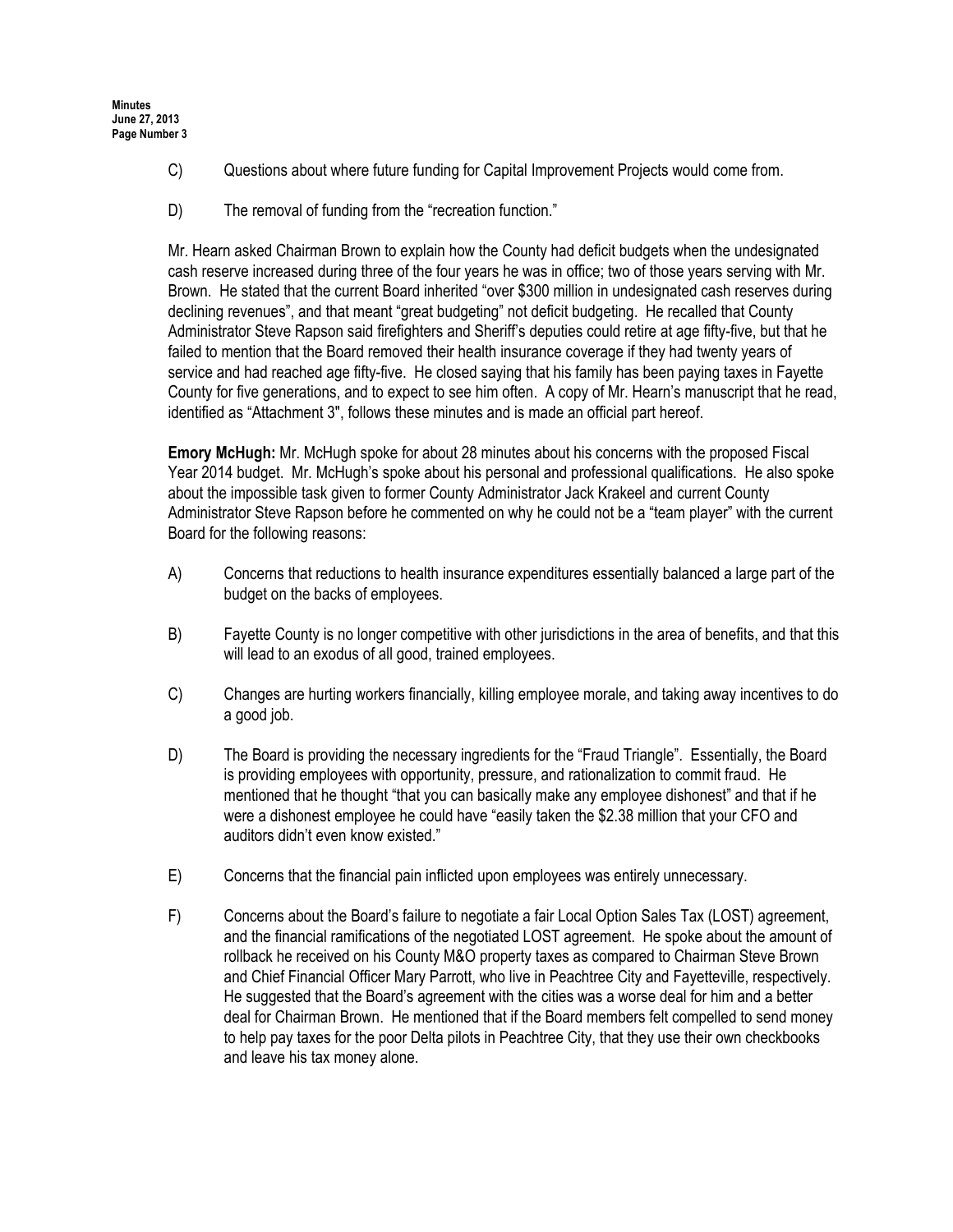C) Questions about where future funding for Capital Improvement Projects would come from.

D) The removal of funding from the "recreation function."

Mr. Hearn asked Chairman Brown to explain how the County had deficit budgets when the undesignated cash reserve increased during three of the four years he was in office; two of those years serving with Mr. Brown. He stated that the current Board inherited "over $300 million in undesignated cash reserves during declining revenues", and that meant "great budgeting" not deficit budgeting. He recalled that County Administrator Steve Rapson said firefighters and Sheriff's deputies could retire at age fifty-five, but that he failed to mention that the Board removed their health insurance coverage if they had twenty years of service and had reached age fifty-five. He closed saying that his family has been paying taxes in Fayette County for five generations, and to expect to see him often. A copy of Mr. Hearn's manuscript that he read, identified as "Attachment 3", follows these minutes and is made an official part hereof.

**Emory McHugh:** Mr. McHugh spoke for about 28 minutes about his concerns with the proposed Fiscal Year 2014 budget. Mr. McHugh's spoke about his personal and professional qualifications. He also spoke about the impossible task given to former County Administrator Jack Krakeel and current County Administrator Steve Rapson before he commented on why he could not be a "team player" with the current Board for the following reasons:

A) Concerns that reductions to health insurance expenditures essentially balanced a large part of the budget on the backs of employees.

B) Fayette County is no longer competitive with other jurisdictions in the area of benefits, and that this will lead to an exodus of all good, trained employees.

C) Changes are hurting workers financially, killing employee morale, and taking away incentives to do a good job.

D) The Board is providing the necessary ingredients for the "Fraud Triangle". Essentially, the Board is providing employees with opportunity, pressure, and rationalization to commit fraud. He mentioned that he thought "that you can basically make any employee dishonest" and that if he were a dishonest employee he could have "easily taken the $2.38 million that your CFO and auditors didn't even know existed."

E) Concerns that the financial pain inflicted upon employees was entirely unnecessary.

F) Concerns about the Board's failure to negotiate a fair Local Option Sales Tax (LOST) agreement, and the financial ramifications of the negotiated LOST agreement. He spoke about the amount of rollback he received on his County M&O property taxes as compared to Chairman Steve Brown and Chief Financial Officer Mary Parrott, who live in Peachtree City and Fayetteville, respectively. He suggested that the Board's agreement with the cities was a worse deal for him and a better deal for Chairman Brown. He mentioned that if the Board members felt compelled to send money to help pay taxes for the poor Delta pilots in Peachtree City, that they use their own checkbooks and leave his tax money alone.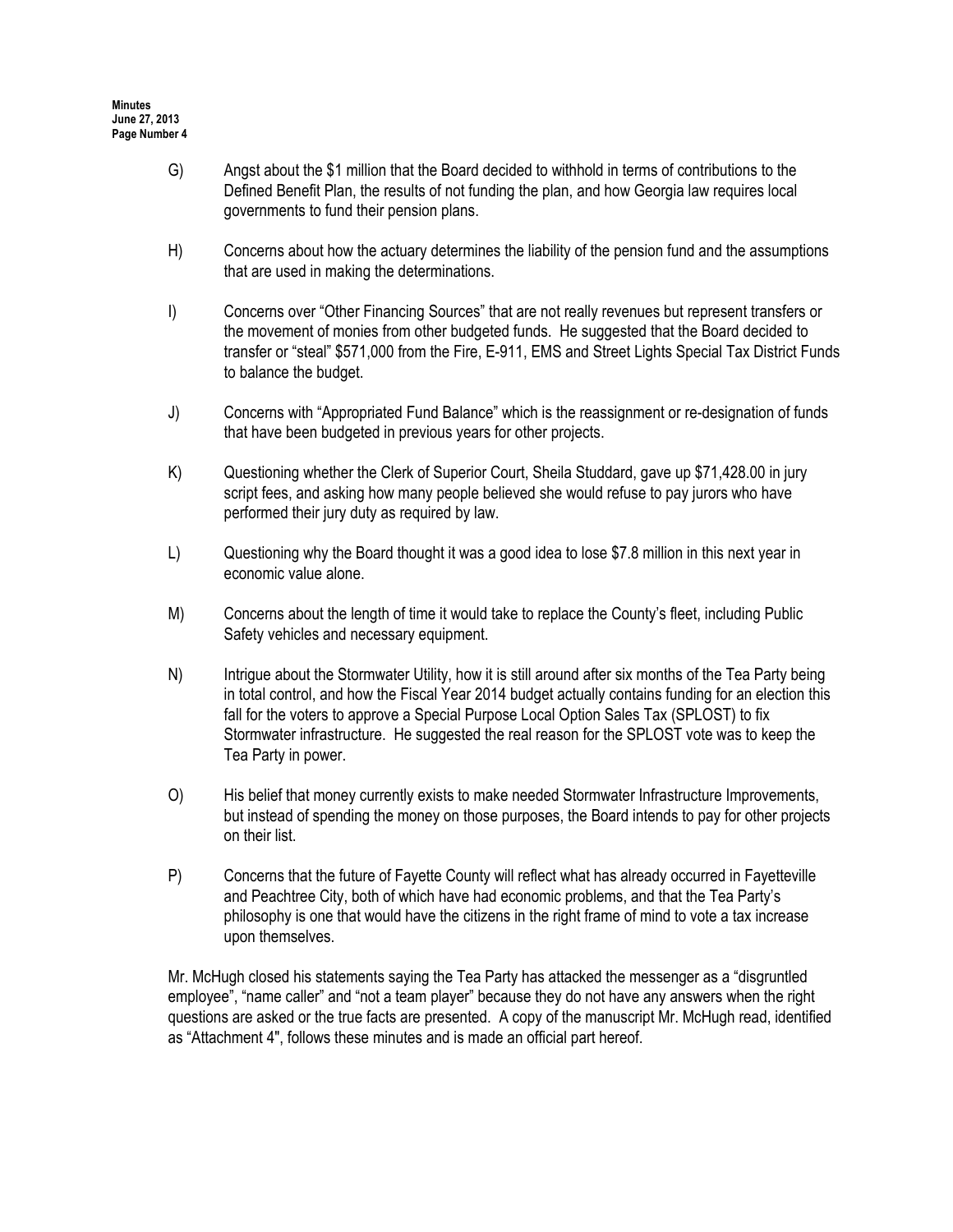G) Angst about the $1 million that the Board decided to withhold in terms of contributions to the Defined Benefit Plan, the results of not funding the plan, and how Georgia law requires local governments to fund their pension plans.

H) Concerns about how the actuary determines the liability of the pension fund and the assumptions that are used in making the determinations.

I) Concerns over "Other Financing Sources" that are not really revenues but represent transfers or the movement of monies from other budgeted funds. He suggested that the Board decided to transfer or "steal" $571,000 from the Fire, E-911, EMS and Street Lights Special Tax District Funds to balance the budget.

J) Concerns with "Appropriated Fund Balance" which is the reassignment or re-designation of funds that have been budgeted in previous years for other projects.

K) Questioning whether the Clerk of Superior Court, Sheila Studdard, gave up $71,428.00 in jury script fees, and asking how many people believed she would refuse to pay jurors who have performed their jury duty as required by law.

L) Questioning why the Board thought it was a good idea to lose $7.8 million in this next year in economic value alone.

M) Concerns about the length of time it would take to replace the County's fleet, including Public Safety vehicles and necessary equipment.

N) Intrigue about the Stormwater Utility, how it is still around after six months of the Tea Party being in total control, and how the Fiscal Year 2014 budget actually contains funding for an election this fall for the voters to approve a Special Purpose Local Option Sales Tax (SPLOST) to fix Stormwater infrastructure. He suggested the real reason for the SPLOST vote was to keep the Tea Party in power.

O) His belief that money currently exists to make needed Stormwater Infrastructure Improvements, but instead of spending the money on those purposes, the Board intends to pay for other projects on their list.

P) Concerns that the future of Fayette County will reflect what has already occurred in Fayetteville and Peachtree City, both of which have had economic problems, and that the Tea Party's philosophy is one that would have the citizens in the right frame of mind to vote a tax increase upon themselves.

Mr. McHugh closed his statements saying the Tea Party has attacked the messenger as a "disgruntled employee", "name caller" and "not a team player" because they do not have any answers when the right questions are asked or the true facts are presented. A copy of the manuscript Mr. McHugh read, identified as "Attachment 4", follows these minutes and is made an official part hereof.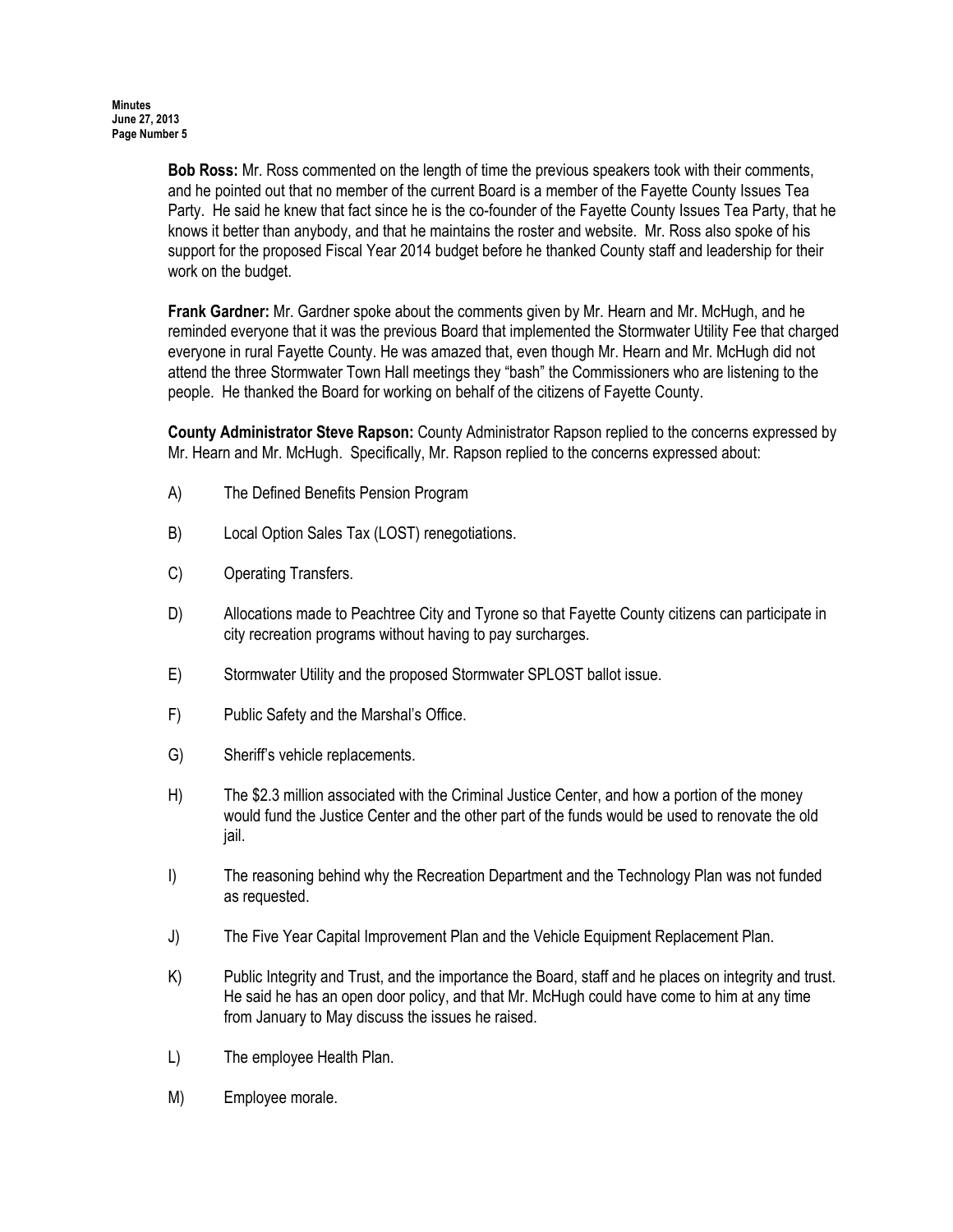**Bob Ross:** Mr. Ross commented on the length of time the previous speakers took with their comments, and he pointed out that no member of the current Board is a member of the Fayette County Issues Tea Party. He said he knew that fact since he is the co-founder of the Fayette County Issues Tea Party, that he knows it better than anybody, and that he maintains the roster and website. Mr. Ross also spoke of his support for the proposed Fiscal Year 2014 budget before he thanked County staff and leadership for their work on the budget.

**Frank Gardner:** Mr. Gardner spoke about the comments given by Mr. Hearn and Mr. McHugh, and he reminded everyone that it was the previous Board that implemented the Stormwater Utility Fee that charged everyone in rural Fayette County. He was amazed that, even though Mr. Hearn and Mr. McHugh did not attend the three Stormwater Town Hall meetings they "bash" the Commissioners who are listening to the people. He thanked the Board for working on behalf of the citizens of Fayette County.

**County Administrator Steve Rapson:** County Administrator Rapson replied to the concerns expressed by Mr. Hearn and Mr. McHugh. Specifically, Mr. Rapson replied to the concerns expressed about:

A) The Defined Benefits Pension Program

B) Local Option Sales Tax (LOST) renegotiations.

C) Operating Transfers.

D) Allocations made to Peachtree City and Tyrone so that Fayette County citizens can participate in city recreation programs without having to pay surcharges.

E) Stormwater Utility and the proposed Stormwater SPLOST ballot issue.

F) Public Safety and the Marshal's Office.

G) Sheriff's vehicle replacements.

H) The $2.3 million associated with the Criminal Justice Center, and how a portion of the money would fund the Justice Center and the other part of the funds would be used to renovate the old jail.

I) The reasoning behind why the Recreation Department and the Technology Plan was not funded as requested.

J) The Five Year Capital Improvement Plan and the Vehicle Equipment Replacement Plan.

K) Public Integrity and Trust, and the importance the Board, staff and he places on integrity and trust. He said he has an open door policy, and that Mr. McHugh could have come to him at any time from January to May discuss the issues he raised.

L) The employee Health Plan.

M) Employee morale.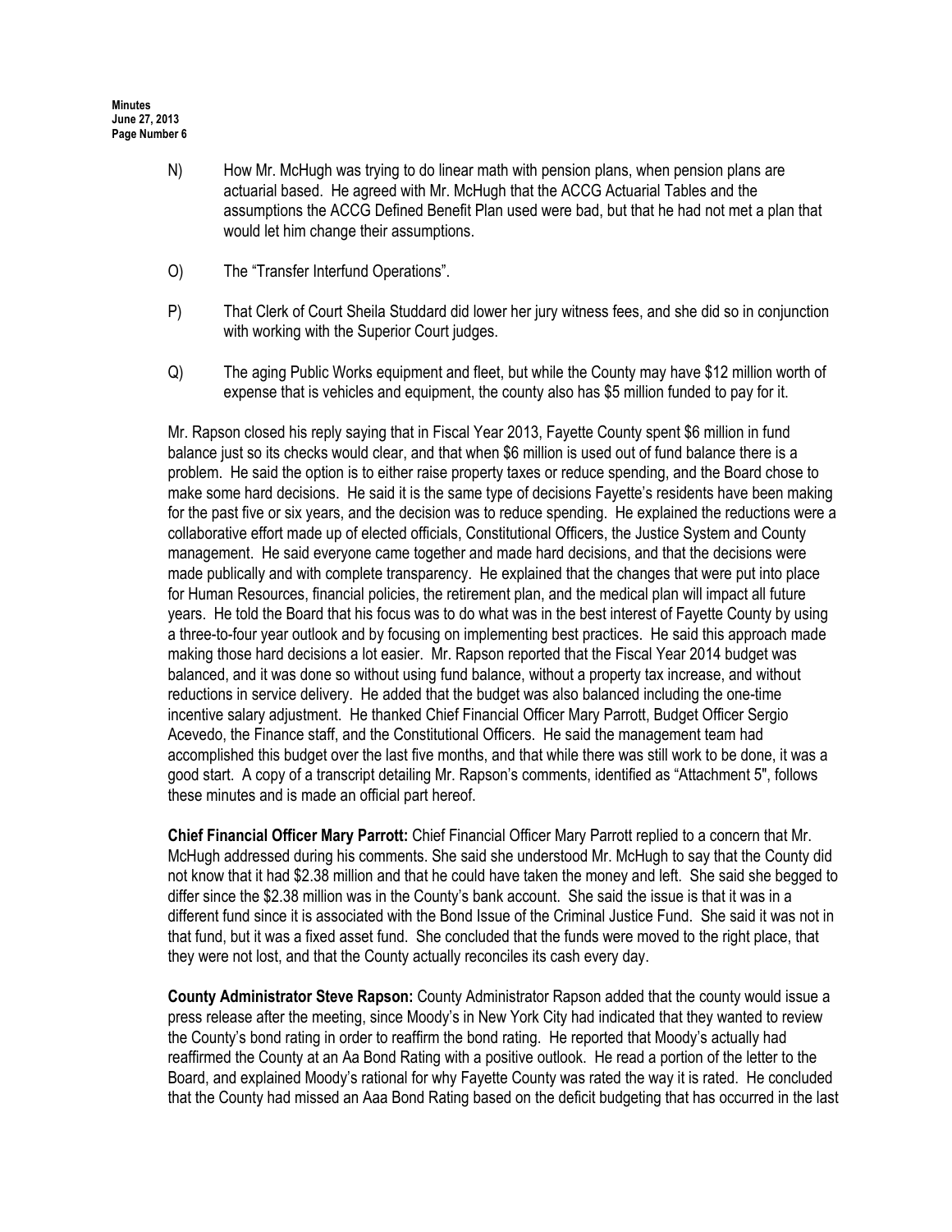N) How Mr. McHugh was trying to do linear math with pension plans, when pension plans are actuarial based. He agreed with Mr. McHugh that the ACCG Actuarial Tables and the assumptions the ACCG Defined Benefit Plan used were bad, but that he had not met a plan that would let him change their assumptions.

O) The "Transfer Interfund Operations".

P) That Clerk of Court Sheila Studdard did lower her jury witness fees, and she did so in conjunction with working with the Superior Court judges.

Q) The aging Public Works equipment and fleet, but while the County may have $12 million worth of expense that is vehicles and equipment, the county also has $5 million funded to pay for it.

Mr. Rapson closed his reply saying that in Fiscal Year 2013, Fayette County spent $6 million in fund balance just so its checks would clear, and that when $6 million is used out of fund balance there is a problem. He said the option is to either raise property taxes or reduce spending, and the Board chose to make some hard decisions. He said it is the same type of decisions Fayette's residents have been making for the past five or six years, and the decision was to reduce spending. He explained the reductions were a collaborative effort made up of elected officials, Constitutional Officers, the Justice System and County management. He said everyone came together and made hard decisions, and that the decisions were made publically and with complete transparency. He explained that the changes that were put into place for Human Resources, financial policies, the retirement plan, and the medical plan will impact all future years. He told the Board that his focus was to do what was in the best interest of Fayette County by using a three-to-four year outlook and by focusing on implementing best practices. He said this approach made making those hard decisions a lot easier. Mr. Rapson reported that the Fiscal Year 2014 budget was balanced, and it was done so without using fund balance, without a property tax increase, and without reductions in service delivery. He added that the budget was also balanced including the one-time incentive salary adjustment. He thanked Chief Financial Officer Mary Parrott, Budget Officer Sergio Acevedo, the Finance staff, and the Constitutional Officers. He said the management team had accomplished this budget over the last five months, and that while there was still work to be done, it was a good start. A copy of a transcript detailing Mr. Rapson's comments, identified as "Attachment 5", follows these minutes and is made an official part hereof.

**Chief Financial Officer Mary Parrott:** Chief Financial Officer Mary Parrott replied to a concern that Mr. McHugh addressed during his comments. She said she understood Mr. McHugh to say that the County did not know that it had $2.38 million and that he could have taken the money and left. She said she begged to differ since the $2.38 million was in the County's bank account. She said the issue is that it was in a different fund since it is associated with the Bond Issue of the Criminal Justice Fund. She said it was not in that fund, but it was a fixed asset fund. She concluded that the funds were moved to the right place, that they were not lost, and that the County actually reconciles its cash every day.

**County Administrator Steve Rapson:** County Administrator Rapson added that the county would issue a press release after the meeting, since Moody's in New York City had indicated that they wanted to review the County's bond rating in order to reaffirm the bond rating. He reported that Moody's actually had reaffirmed the County at an Aa Bond Rating with a positive outlook. He read a portion of the letter to the Board, and explained Moody's rational for why Fayette County was rated the way it is rated. He concluded that the County had missed an Aaa Bond Rating based on the deficit budgeting that has occurred in the last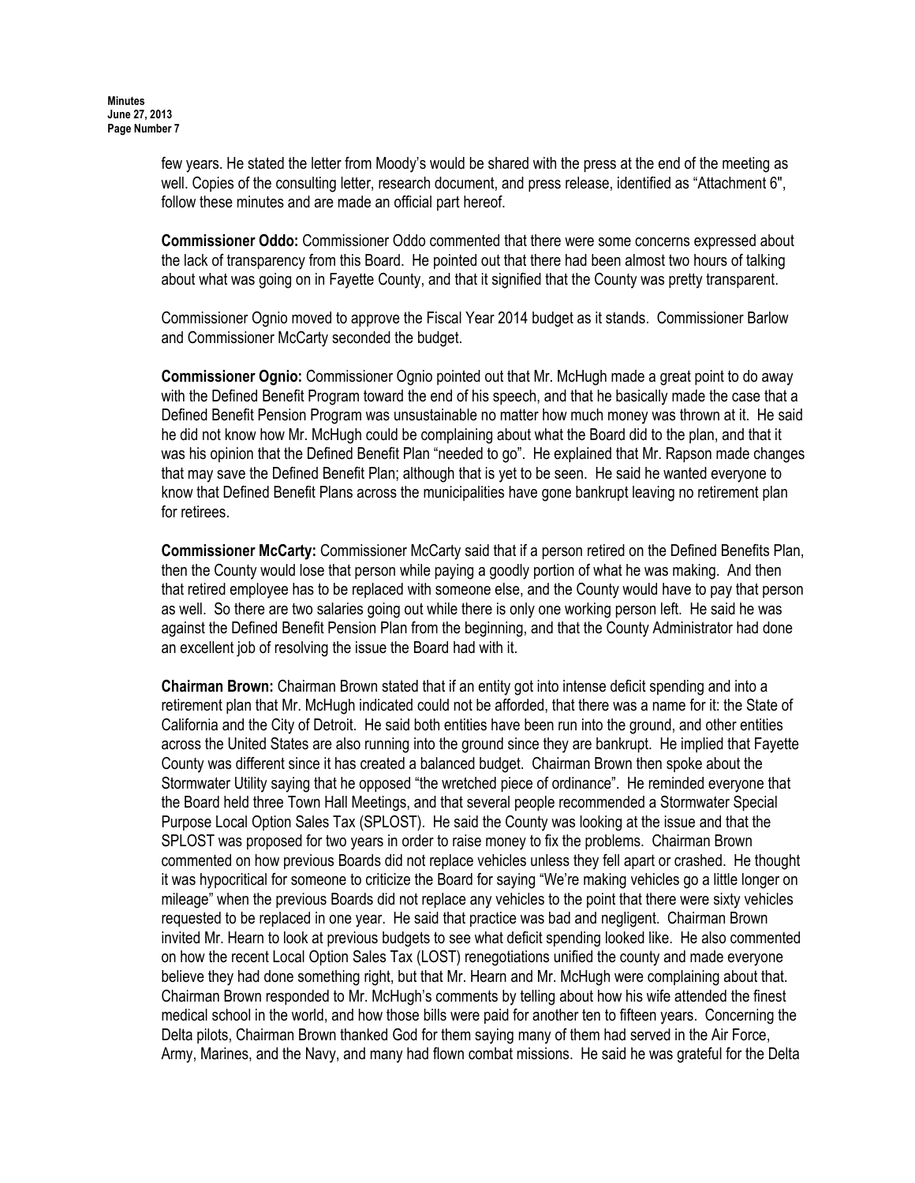few years. He stated the letter from Moody's would be shared with the press at the end of the meeting as well. Copies of the consulting letter, research document, and press release, identified as "Attachment 6", follow these minutes and are made an official part hereof.

**Commissioner Oddo:** Commissioner Oddo commented that there were some concerns expressed about the lack of transparency from this Board. He pointed out that there had been almost two hours of talking about what was going on in Fayette County, and that it signified that the County was pretty transparent.

Commissioner Ognio moved to approve the Fiscal Year 2014 budget as it stands. Commissioner Barlow and Commissioner McCarty seconded the budget.

**Commissioner Ognio:** Commissioner Ognio pointed out that Mr. McHugh made a great point to do away with the Defined Benefit Program toward the end of his speech, and that he basically made the case that a Defined Benefit Pension Program was unsustainable no matter how much money was thrown at it. He said he did not know how Mr. McHugh could be complaining about what the Board did to the plan, and that it was his opinion that the Defined Benefit Plan "needed to go". He explained that Mr. Rapson made changes that may save the Defined Benefit Plan; although that is yet to be seen. He said he wanted everyone to know that Defined Benefit Plans across the municipalities have gone bankrupt leaving no retirement plan for retirees.

**Commissioner McCarty:** Commissioner McCarty said that if a person retired on the Defined Benefits Plan, then the County would lose that person while paying a goodly portion of what he was making. And then that retired employee has to be replaced with someone else, and the County would have to pay that person as well. So there are two salaries going out while there is only one working person left. He said he was against the Defined Benefit Pension Plan from the beginning, and that the County Administrator had done an excellent job of resolving the issue the Board had with it.

**Chairman Brown:** Chairman Brown stated that if an entity got into intense deficit spending and into a retirement plan that Mr. McHugh indicated could not be afforded, that there was a name for it: the State of California and the City of Detroit. He said both entities have been run into the ground, and other entities across the United States are also running into the ground since they are bankrupt. He implied that Fayette County was different since it has created a balanced budget. Chairman Brown then spoke about the Stormwater Utility saying that he opposed "the wretched piece of ordinance". He reminded everyone that the Board held three Town Hall Meetings, and that several people recommended a Stormwater Special Purpose Local Option Sales Tax (SPLOST). He said the County was looking at the issue and that the SPLOST was proposed for two years in order to raise money to fix the problems. Chairman Brown commented on how previous Boards did not replace vehicles unless they fell apart or crashed. He thought it was hypocritical for someone to criticize the Board for saying "We're making vehicles go a little longer on mileage" when the previous Boards did not replace any vehicles to the point that there were sixty vehicles requested to be replaced in one year. He said that practice was bad and negligent. Chairman Brown invited Mr. Hearn to look at previous budgets to see what deficit spending looked like. He also commented on how the recent Local Option Sales Tax (LOST) renegotiations unified the county and made everyone believe they had done something right, but that Mr. Hearn and Mr. McHugh were complaining about that. Chairman Brown responded to Mr. McHugh's comments by telling about how his wife attended the finest medical school in the world, and how those bills were paid for another ten to fifteen years. Concerning the Delta pilots, Chairman Brown thanked God for them saying many of them had served in the Air Force, Army, Marines, and the Navy, and many had flown combat missions. He said he was grateful for the Delta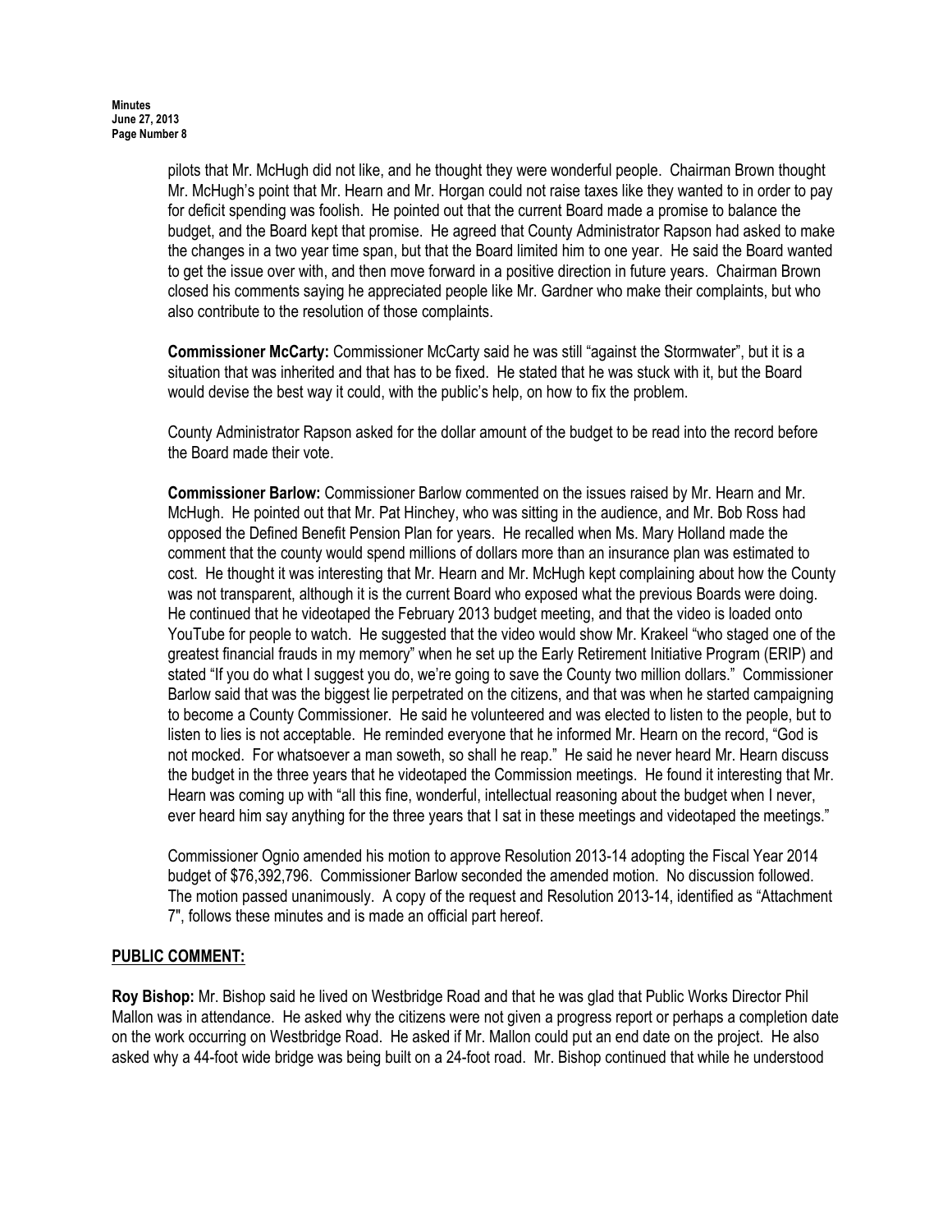pilots that Mr. McHugh did not like, and he thought they were wonderful people. Chairman Brown thought Mr. McHugh's point that Mr. Hearn and Mr. Horgan could not raise taxes like they wanted to in order to pay for deficit spending was foolish. He pointed out that the current Board made a promise to balance the budget, and the Board kept that promise. He agreed that County Administrator Rapson had asked to make the changes in a two year time span, but that the Board limited him to one year. He said the Board wanted to get the issue over with, and then move forward in a positive direction in future years. Chairman Brown closed his comments saying he appreciated people like Mr. Gardner who make their complaints, but who also contribute to the resolution of those complaints.

**Commissioner McCarty:** Commissioner McCarty said he was still "against the Stormwater", but it is a situation that was inherited and that has to be fixed. He stated that he was stuck with it, but the Board would devise the best way it could, with the public's help, on how to fix the problem.

County Administrator Rapson asked for the dollar amount of the budget to be read into the record before the Board made their vote.

**Commissioner Barlow:** Commissioner Barlow commented on the issues raised by Mr. Hearn and Mr. McHugh. He pointed out that Mr. Pat Hinchey, who was sitting in the audience, and Mr. Bob Ross had opposed the Defined Benefit Pension Plan for years. He recalled when Ms. Mary Holland made the comment that the county would spend millions of dollars more than an insurance plan was estimated to cost. He thought it was interesting that Mr. Hearn and Mr. McHugh kept complaining about how the County was not transparent, although it is the current Board who exposed what the previous Boards were doing. He continued that he videotaped the February 2013 budget meeting, and that the video is loaded onto YouTube for people to watch. He suggested that the video would show Mr. Krakeel "who staged one of the greatest financial frauds in my memory" when he set up the Early Retirement Initiative Program (ERIP) and stated "If you do what I suggest you do, we're going to save the County two million dollars." Commissioner Barlow said that was the biggest lie perpetrated on the citizens, and that was when he started campaigning to become a County Commissioner. He said he volunteered and was elected to listen to the people, but to listen to lies is not acceptable. He reminded everyone that he informed Mr. Hearn on the record, "God is not mocked. For whatsoever a man soweth, so shall he reap." He said he never heard Mr. Hearn discuss the budget in the three years that he videotaped the Commission meetings. He found it interesting that Mr. Hearn was coming up with "all this fine, wonderful, intellectual reasoning about the budget when I never, ever heard him say anything for the three years that I sat in these meetings and videotaped the meetings."

Commissioner Ognio amended his motion to approve Resolution 2013-14 adopting the Fiscal Year 2014 budget of $76,392,796. Commissioner Barlow seconded the amended motion. No discussion followed. The motion passed unanimously. A copy of the request and Resolution 2013-14, identified as "Attachment 7", follows these minutes and is made an official part hereof.

## PUBLIC COMMENT:

**Roy Bishop:** Mr. Bishop said he lived on Westbridge Road and that he was glad that Public Works Director Phil Mallon was in attendance. He asked why the citizens were not given a progress report or perhaps a completion date on the work occurring on Westbridge Road. He asked if Mr. Mallon could put an end date on the project. He also asked why a 44-foot wide bridge was being built on a 24-foot road. Mr. Bishop continued that while he understood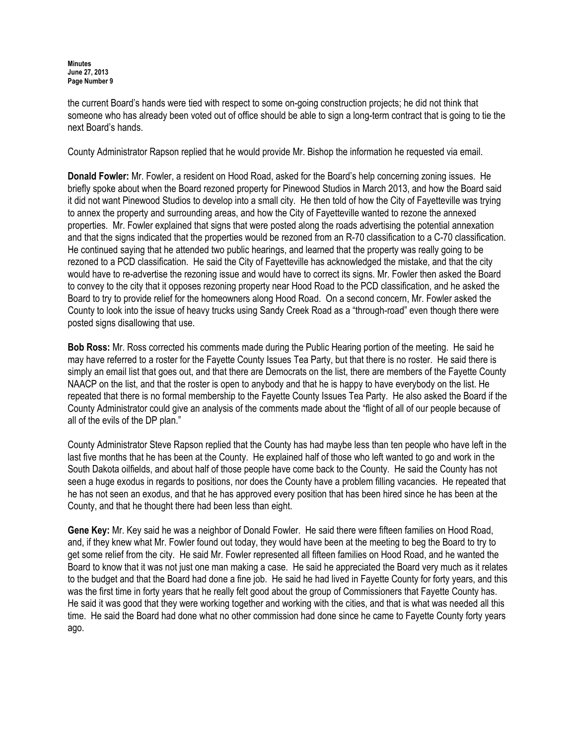the current Board's hands were tied with respect to some on-going construction projects; he did not think that someone who has already been voted out of office should be able to sign a long-term contract that is going to tie the next Board's hands.

County Administrator Rapson replied that he would provide Mr. Bishop the information he requested via email.

**Donald Fowler:** Mr. Fowler, a resident on Hood Road, asked for the Board's help concerning zoning issues. He briefly spoke about when the Board rezoned property for Pinewood Studios in March 2013, and how the Board said it did not want Pinewood Studios to develop into a small city. He then told of how the City of Fayetteville was trying to annex the property and surrounding areas, and how the City of Fayetteville wanted to rezone the annexed properties. Mr. Fowler explained that signs that were posted along the roads advertising the potential annexation and that the signs indicated that the properties would be rezoned from an R-70 classification to a C-70 classification. He continued saying that he attended two public hearings, and learned that the property was really going to be rezoned to a PCD classification. He said the City of Fayetteville has acknowledged the mistake, and that the city would have to re-advertise the rezoning issue and would have to correct its signs. Mr. Fowler then asked the Board to convey to the city that it opposes rezoning property near Hood Road to the PCD classification, and he asked the Board to try to provide relief for the homeowners along Hood Road. On a second concern, Mr. Fowler asked the County to look into the issue of heavy trucks using Sandy Creek Road as a "through-road" even though there were posted signs disallowing that use.

**Bob Ross:** Mr. Ross corrected his comments made during the Public Hearing portion of the meeting. He said he may have referred to a roster for the Fayette County Issues Tea Party, but that there is no roster. He said there is simply an email list that goes out, and that there are Democrats on the list, there are members of the Fayette County NAACP on the list, and that the roster is open to anybody and that he is happy to have everybody on the list. He repeated that there is no formal membership to the Fayette County Issues Tea Party. He also asked the Board if the County Administrator could give an analysis of the comments made about the "flight of all of our people because of all of the evils of the DP plan."

County Administrator Steve Rapson replied that the County has had maybe less than ten people who have left in the last five months that he has been at the County. He explained half of those who left wanted to go and work in the South Dakota oilfields, and about half of those people have come back to the County. He said the County has not seen a huge exodus in regards to positions, nor does the County have a problem filling vacancies. He repeated that he has not seen an exodus, and that he has approved every position that has been hired since he has been at the County, and that he thought there had been less than eight.

**Gene Key:** Mr. Key said he was a neighbor of Donald Fowler. He said there were fifteen families on Hood Road, and, if they knew what Mr. Fowler found out today, they would have been at the meeting to beg the Board to try to get some relief from the city. He said Mr. Fowler represented all fifteen families on Hood Road, and he wanted the Board to know that it was not just one man making a case. He said he appreciated the Board very much as it relates to the budget and that the Board had done a fine job. He said he had lived in Fayette County for forty years, and this was the first time in forty years that he really felt good about the group of Commissioners that Fayette County has. He said it was good that they were working together and working with the cities, and that is what was needed all this time. He said the Board had done what no other commission had done since he came to Fayette County forty years ago.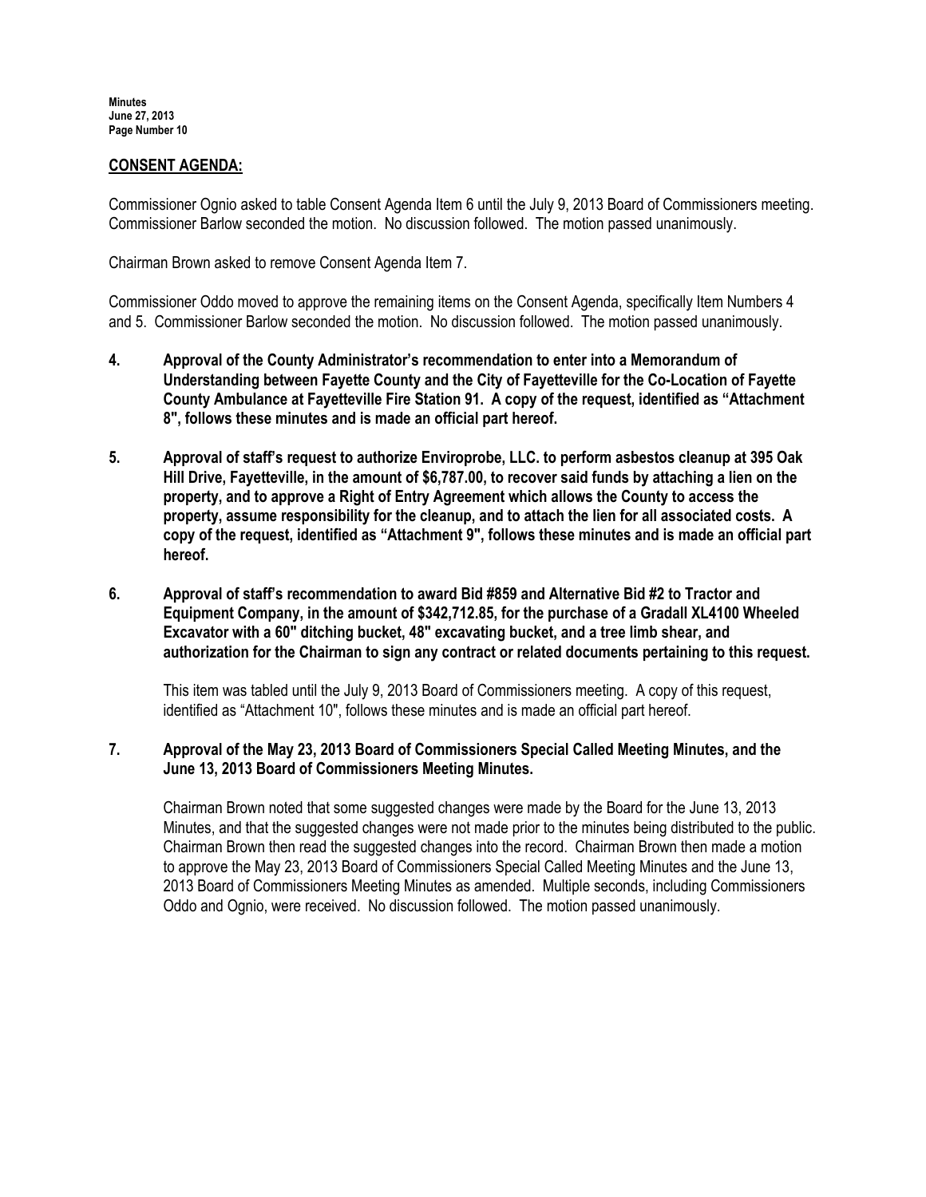## CONSENT AGENDA:

Commissioner Ognio asked to table Consent Agenda Item 6 until the July 9, 2013 Board of Commissioners meeting. Commissioner Barlow seconded the motion. No discussion followed. The motion passed unanimously.

Chairman Brown asked to remove Consent Agenda Item 7.

Commissioner Oddo moved to approve the remaining items on the Consent Agenda, specifically Item Numbers 4 and 5. Commissioner Barlow seconded the motion. No discussion followed. The motion passed unanimously.

**4. Approval of the County Administrator's recommendation to enter into a Memorandum of Understanding between Fayette County and the City of Fayetteville for the Co-Location of Fayette County Ambulance at Fayetteville Fire Station 91. A copy of the request, identified as "Attachment 8", follows these minutes and is made an official part hereof.**

**5. Approval of staff's request to authorize Enviroprobe, LLC. to perform asbestos cleanup at 395 Oak Hill Drive, Fayetteville, in the amount of $6,787.00, to recover said funds by attaching a lien on the property, and to approve a Right of Entry Agreement which allows the County to access the property, assume responsibility for the cleanup, and to attach the lien for all associated costs. A copy of the request, identified as "Attachment 9", follows these minutes and is made an official part hereof.**

**6. Approval of staff's recommendation to award Bid #859 and Alternative Bid #2 to Tractor and Equipment Company, in the amount of $342,712.85, for the purchase of a Gradall XL4100 Wheeled Excavator with a 60" ditching bucket, 48" excavating bucket, and a tree limb shear, and authorization for the Chairman to sign any contract or related documents pertaining to this request.**

This item was tabled until the July 9, 2013 Board of Commissioners meeting. A copy of this request, identified as "Attachment 10", follows these minutes and is made an official part hereof.

**7. Approval of the May 23, 2013 Board of Commissioners Special Called Meeting Minutes, and the June 13, 2013 Board of Commissioners Meeting Minutes.**

Chairman Brown noted that some suggested changes were made by the Board for the June 13, 2013 Minutes, and that the suggested changes were not made prior to the minutes being distributed to the public. Chairman Brown then read the suggested changes into the record. Chairman Brown then made a motion to approve the May 23, 2013 Board of Commissioners Special Called Meeting Minutes and the June 13, 2013 Board of Commissioners Meeting Minutes as amended. Multiple seconds, including Commissioners Oddo and Ognio, were received. No discussion followed. The motion passed unanimously.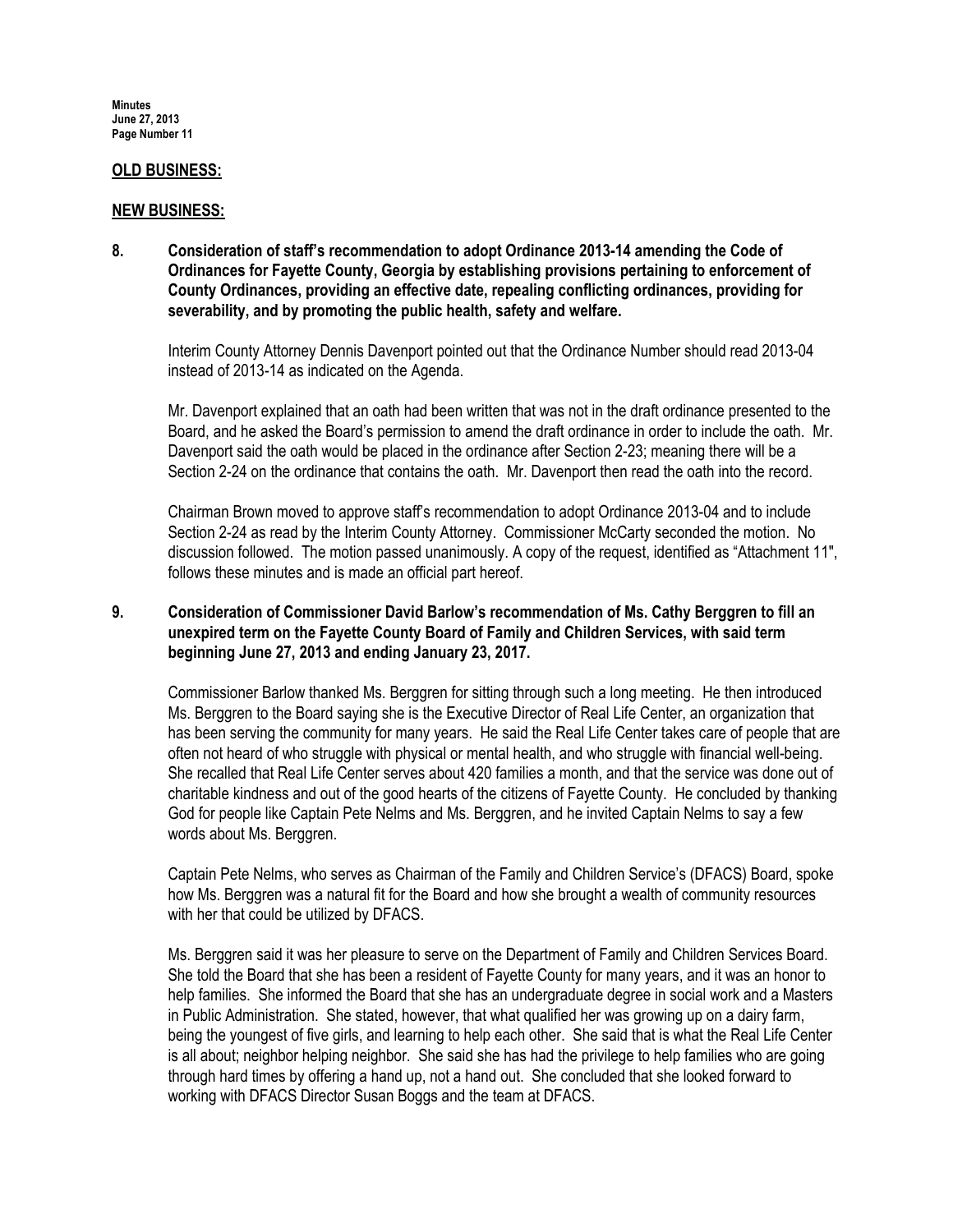## OLD BUSINESS:

## NEW BUSINESS:

**8. Consideration of staff's recommendation to adopt Ordinance 2013-14 amending the Code of Ordinances for Fayette County, Georgia by establishing provisions pertaining to enforcement of County Ordinances, providing an effective date, repealing conflicting ordinances, providing for severability, and by promoting the public health, safety and welfare.**

Interim County Attorney Dennis Davenport pointed out that the Ordinance Number should read 2013-04 instead of 2013-14 as indicated on the Agenda.

Mr. Davenport explained that an oath had been written that was not in the draft ordinance presented to the Board, and he asked the Board's permission to amend the draft ordinance in order to include the oath. Mr. Davenport said the oath would be placed in the ordinance after Section 2-23; meaning there will be a Section 2-24 on the ordinance that contains the oath. Mr. Davenport then read the oath into the record.

Chairman Brown moved to approve staff's recommendation to adopt Ordinance 2013-04 and to include Section 2-24 as read by the Interim County Attorney. Commissioner McCarty seconded the motion. No discussion followed. The motion passed unanimously. A copy of the request, identified as "Attachment 11", follows these minutes and is made an official part hereof.

**9. Consideration of Commissioner David Barlow's recommendation of Ms. Cathy Berggren to fill an unexpired term on the Fayette County Board of Family and Children Services, with said term beginning June 27, 2013 and ending January 23, 2017.**

Commissioner Barlow thanked Ms. Berggren for sitting through such a long meeting. He then introduced Ms. Berggren to the Board saying she is the Executive Director of Real Life Center, an organization that has been serving the community for many years. He said the Real Life Center takes care of people that are often not heard of who struggle with physical or mental health, and who struggle with financial well-being. She recalled that Real Life Center serves about 420 families a month, and that the service was done out of charitable kindness and out of the good hearts of the citizens of Fayette County. He concluded by thanking God for people like Captain Pete Nelms and Ms. Berggren, and he invited Captain Nelms to say a few words about Ms. Berggren.

Captain Pete Nelms, who serves as Chairman of the Family and Children Service's (DFACS) Board, spoke how Ms. Berggren was a natural fit for the Board and how she brought a wealth of community resources with her that could be utilized by DFACS.

Ms. Berggren said it was her pleasure to serve on the Department of Family and Children Services Board. She told the Board that she has been a resident of Fayette County for many years, and it was an honor to help families. She informed the Board that she has an undergraduate degree in social work and a Masters in Public Administration. She stated, however, that what qualified her was growing up on a dairy farm, being the youngest of five girls, and learning to help each other. She said that is what the Real Life Center is all about; neighbor helping neighbor. She said she has had the privilege to help families who are going through hard times by offering a hand up, not a hand out. She concluded that she looked forward to working with DFACS Director Susan Boggs and the team at DFACS.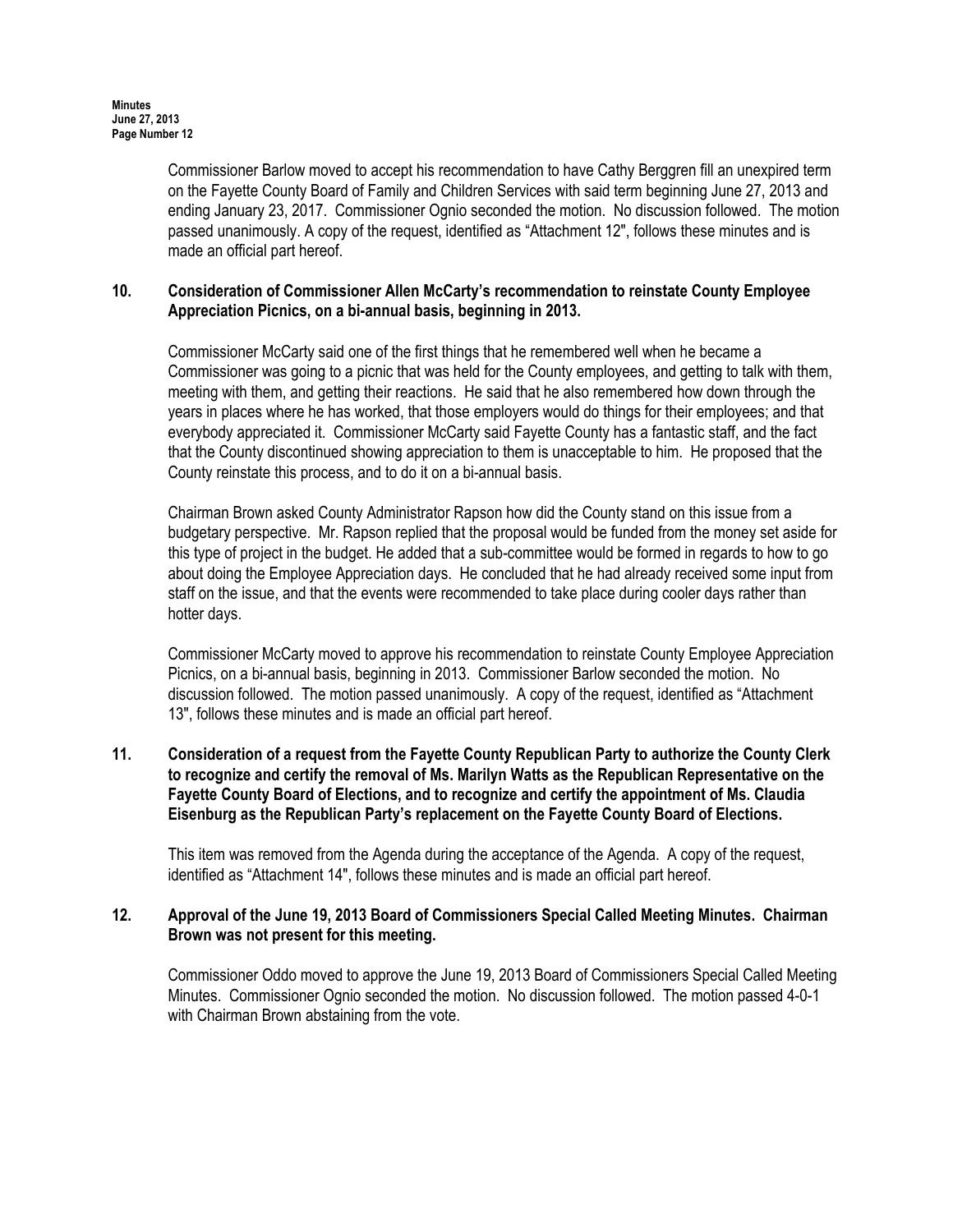Commissioner Barlow moved to accept his recommendation to have Cathy Berggren fill an unexpired term on the Fayette County Board of Family and Children Services with said term beginning June 27, 2013 and ending January 23, 2017. Commissioner Ognio seconded the motion. No discussion followed. The motion passed unanimously. A copy of the request, identified as "Attachment 12", follows these minutes and is made an official part hereof.

**10. Consideration of Commissioner Allen McCarty's recommendation to reinstate County Employee Appreciation Picnics, on a bi-annual basis, beginning in 2013.**

Commissioner McCarty said one of the first things that he remembered well when he became a Commissioner was going to a picnic that was held for the County employees, and getting to talk with them, meeting with them, and getting their reactions. He said that he also remembered how down through the years in places where he has worked, that those employers would do things for their employees; and that everybody appreciated it. Commissioner McCarty said Fayette County has a fantastic staff, and the fact that the County discontinued showing appreciation to them is unacceptable to him. He proposed that the County reinstate this process, and to do it on a bi-annual basis.

Chairman Brown asked County Administrator Rapson how did the County stand on this issue from a budgetary perspective. Mr. Rapson replied that the proposal would be funded from the money set aside for this type of project in the budget. He added that a sub-committee would be formed in regards to how to go about doing the Employee Appreciation days. He concluded that he had already received some input from staff on the issue, and that the events were recommended to take place during cooler days rather than hotter days.

Commissioner McCarty moved to approve his recommendation to reinstate County Employee Appreciation Picnics, on a bi-annual basis, beginning in 2013. Commissioner Barlow seconded the motion. No discussion followed. The motion passed unanimously. A copy of the request, identified as "Attachment 13", follows these minutes and is made an official part hereof.

**11. Consideration of a request from the Fayette County Republican Party to authorize the County Clerk to recognize and certify the removal of Ms. Marilyn Watts as the Republican Representative on the Fayette County Board of Elections, and to recognize and certify the appointment of Ms. Claudia Eisenburg as the Republican Party's replacement on the Fayette County Board of Elections.**

This item was removed from the Agenda during the acceptance of the Agenda. A copy of the request, identified as "Attachment 14", follows these minutes and is made an official part hereof.

**12. Approval of the June 19, 2013 Board of Commissioners Special Called Meeting Minutes. Chairman Brown was not present for this meeting.**

Commissioner Oddo moved to approve the June 19, 2013 Board of Commissioners Special Called Meeting Minutes. Commissioner Ognio seconded the motion. No discussion followed. The motion passed 4-0-1 with Chairman Brown abstaining from the vote.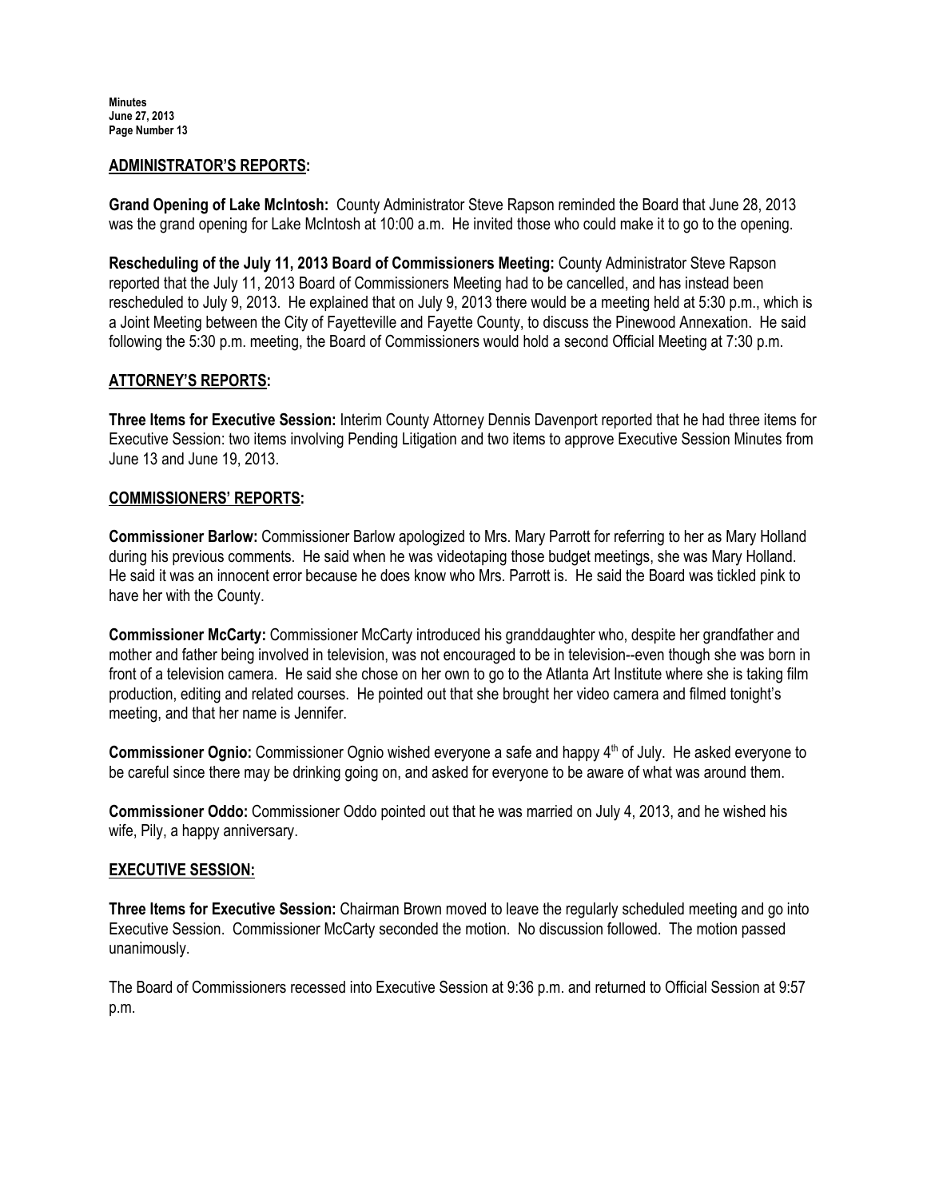## ADMINISTRATOR'S REPORTS:

**Grand Opening of Lake McIntosh:** County Administrator Steve Rapson reminded the Board that June 28, 2013 was the grand opening for Lake McIntosh at 10:00 a.m. He invited those who could make it to go to the opening.

**Rescheduling of the July 11, 2013 Board of Commissioners Meeting:** County Administrator Steve Rapson reported that the July 11, 2013 Board of Commissioners Meeting had to be cancelled, and has instead been rescheduled to July 9, 2013. He explained that on July 9, 2013 there would be a meeting held at 5:30 p.m., which is a Joint Meeting between the City of Fayetteville and Fayette County, to discuss the Pinewood Annexation. He said following the 5:30 p.m. meeting, the Board of Commissioners would hold a second Official Meeting at 7:30 p.m.

## ATTORNEY'S REPORTS:

**Three Items for Executive Session:** Interim County Attorney Dennis Davenport reported that he had three items for Executive Session: two items involving Pending Litigation and two items to approve Executive Session Minutes from June 13 and June 19, 2013.

## COMMISSIONERS' REPORTS:

**Commissioner Barlow:** Commissioner Barlow apologized to Mrs. Mary Parrott for referring to her as Mary Holland during his previous comments. He said when he was videotaping those budget meetings, she was Mary Holland. He said it was an innocent error because he does know who Mrs. Parrott is. He said the Board was tickled pink to have her with the County.

**Commissioner McCarty:** Commissioner McCarty introduced his granddaughter who, despite her grandfather and mother and father being involved in television, was not encouraged to be in television--even though she was born in front of a television camera. He said she chose on her own to go to the Atlanta Art Institute where she is taking film production, editing and related courses. He pointed out that she brought her video camera and filmed tonight's meeting, and that her name is Jennifer.

**Commissioner Ognio:** Commissioner Ognio wished everyone a safe and happy 4th of July. He asked everyone to be careful since there may be drinking going on, and asked for everyone to be aware of what was around them.

**Commissioner Oddo:** Commissioner Oddo pointed out that he was married on July 4, 2013, and he wished his wife, Pily, a happy anniversary.

## EXECUTIVE SESSION:

**Three Items for Executive Session:** Chairman Brown moved to leave the regularly scheduled meeting and go into Executive Session. Commissioner McCarty seconded the motion. No discussion followed. The motion passed unanimously.

The Board of Commissioners recessed into Executive Session at 9:36 p.m. and returned to Official Session at 9:57 p.m.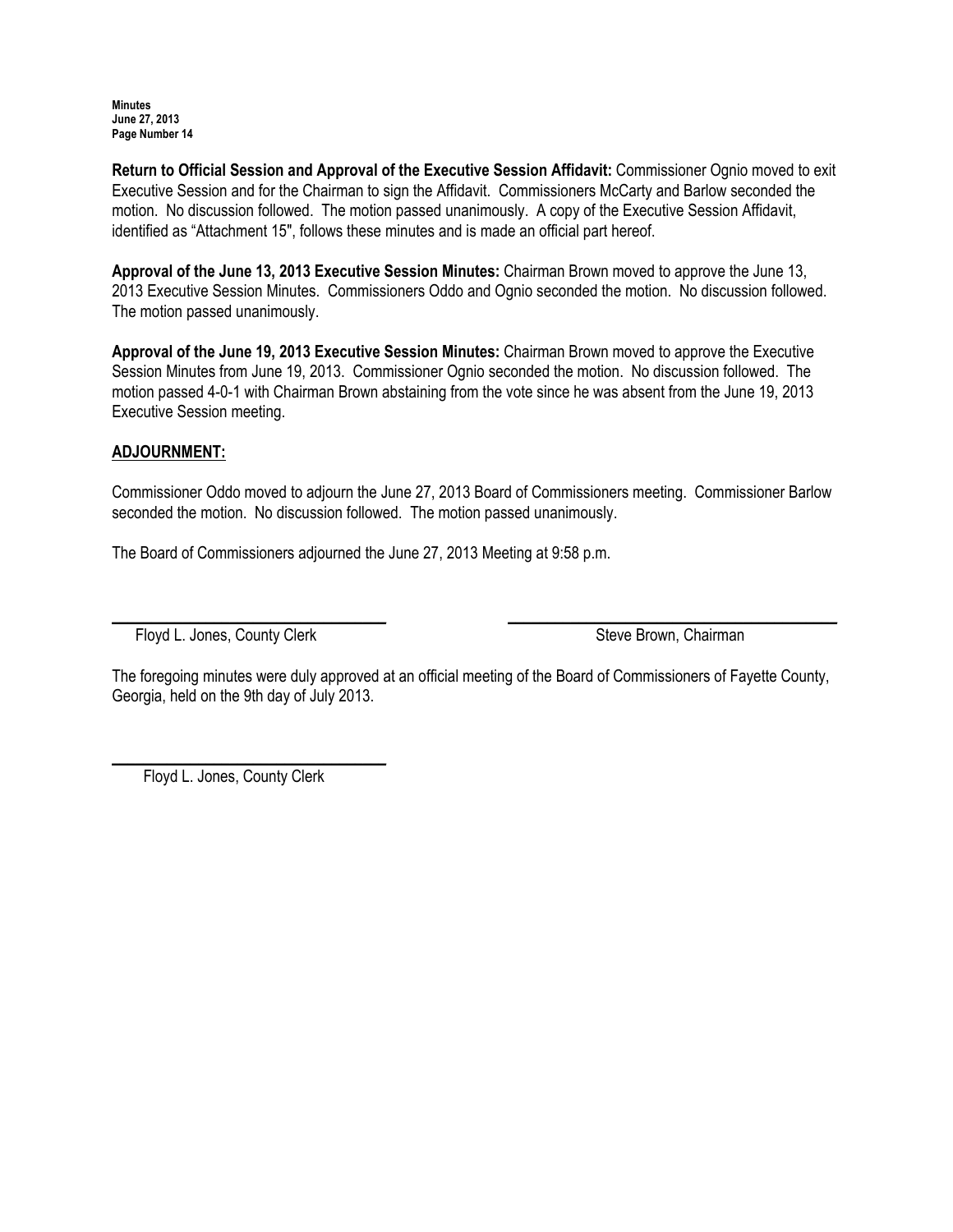**Return to Official Session and Approval of the Executive Session Affidavit:** Commissioner Ognio moved to exit Executive Session and for the Chairman to sign the Affidavit. Commissioners McCarty and Barlow seconded the motion. No discussion followed. The motion passed unanimously. A copy of the Executive Session Affidavit, identified as "Attachment 15", follows these minutes and is made an official part hereof.

**Approval of the June 13, 2013 Executive Session Minutes:** Chairman Brown moved to approve the June 13, 2013 Executive Session Minutes. Commissioners Oddo and Ognio seconded the motion. No discussion followed. The motion passed unanimously.

**Approval of the June 19, 2013 Executive Session Minutes:** Chairman Brown moved to approve the Executive Session Minutes from June 19, 2013. Commissioner Ognio seconded the motion. No discussion followed. The motion passed 4-0-1 with Chairman Brown abstaining from the vote since he was absent from the June 19, 2013 Executive Session meeting.

**ADJOURNMENT:**

Commissioner Oddo moved to adjourn the June 27, 2013 Board of Commissioners meeting. Commissioner Barlow seconded the motion. No discussion followed. The motion passed unanimously.

The Board of Commissioners adjourned the June 27, 2013 Meeting at 9:58 p.m.

Floyd L. Jones, County Clerk

Steve Brown, Chairman

The foregoing minutes were duly approved at an official meeting of the Board of Commissioners of Fayette County, Georgia, held on the 9th day of July 2013.

Floyd L. Jones, County Clerk